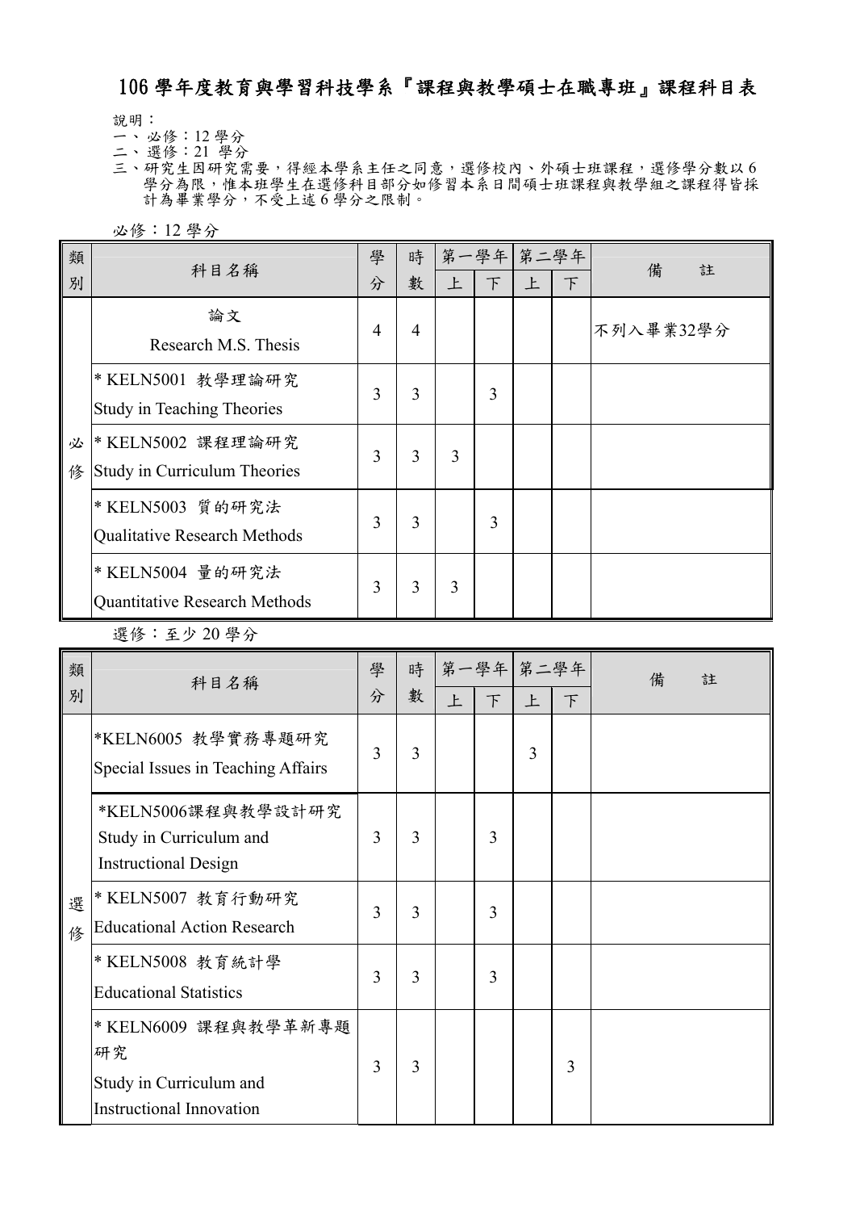# 106 學年度教育與學習科技學系『課程與教學碩士在職專班』課程科目表

說明：

一、必修：12 學分

二、選修：21 學分

三、研究生因研究需要，得經本學系主任之同意，選修校內、外碩士班課程，選修學分數以 6 學分為限，惟本班學生在選修科目部分如修習本系日間碩士班課程與教學組之課程得皆採計為畢業學分，不受上述 6 學分之限制。

必修：12 學分

| 類別 | 科目名稱 | 學分 | 時數 | 第一學年 | | 第二學年 | | 備　註 |
|---|---|---|---|---|---|---|---|---|
| | | | | 上 | 下 | 上 | 下 | |
| 必修 | 論文<br>Research M.S. Thesis | 4 | 4 | | | | | 不列入畢業32學分 |
| | * KELN5001 教學理論研究<br>Study in Teaching Theories | 3 | 3 | | 3 | | | |
| | * KELN5002 課程理論研究<br>Study in Curriculum Theories | 3 | 3 | 3 | | | | |
| | * KELN5003 質的研究法<br>Qualitative Research Methods | 3 | 3 | | 3 | | | |
| | * KELN5004 量的研究法<br>Quantitative Research Methods | 3 | 3 | 3 | | | | |

選修：至少 20 學分

| 類別 | 科目名稱 | 學分 | 時數 | 第一學年 | | 第二學年 | | 備　註 |
|---|---|---|---|---|---|---|---|---|
| | | | | 上 | 下 | 上 | 下 | |
| 選修 | *KELN6005 教學實務專題研究<br>Special Issues in Teaching Affairs | 3 | 3 | | | 3 | | |
| | *KELN5006課程與教學設計研究<br>Study in Curriculum and Instructional Design | 3 | 3 | | 3 | | | |
| | * KELN5007 教育行動研究<br>Educational Action Research | 3 | 3 | | 3 | | | |
| | * KELN5008 教育統計學<br>Educational Statistics | 3 | 3 | | 3 | | | |
| | * KELN6009 課程與教學革新專題研究<br>Study in Curriculum and Instructional Innovation | 3 | 3 | | | | 3 | |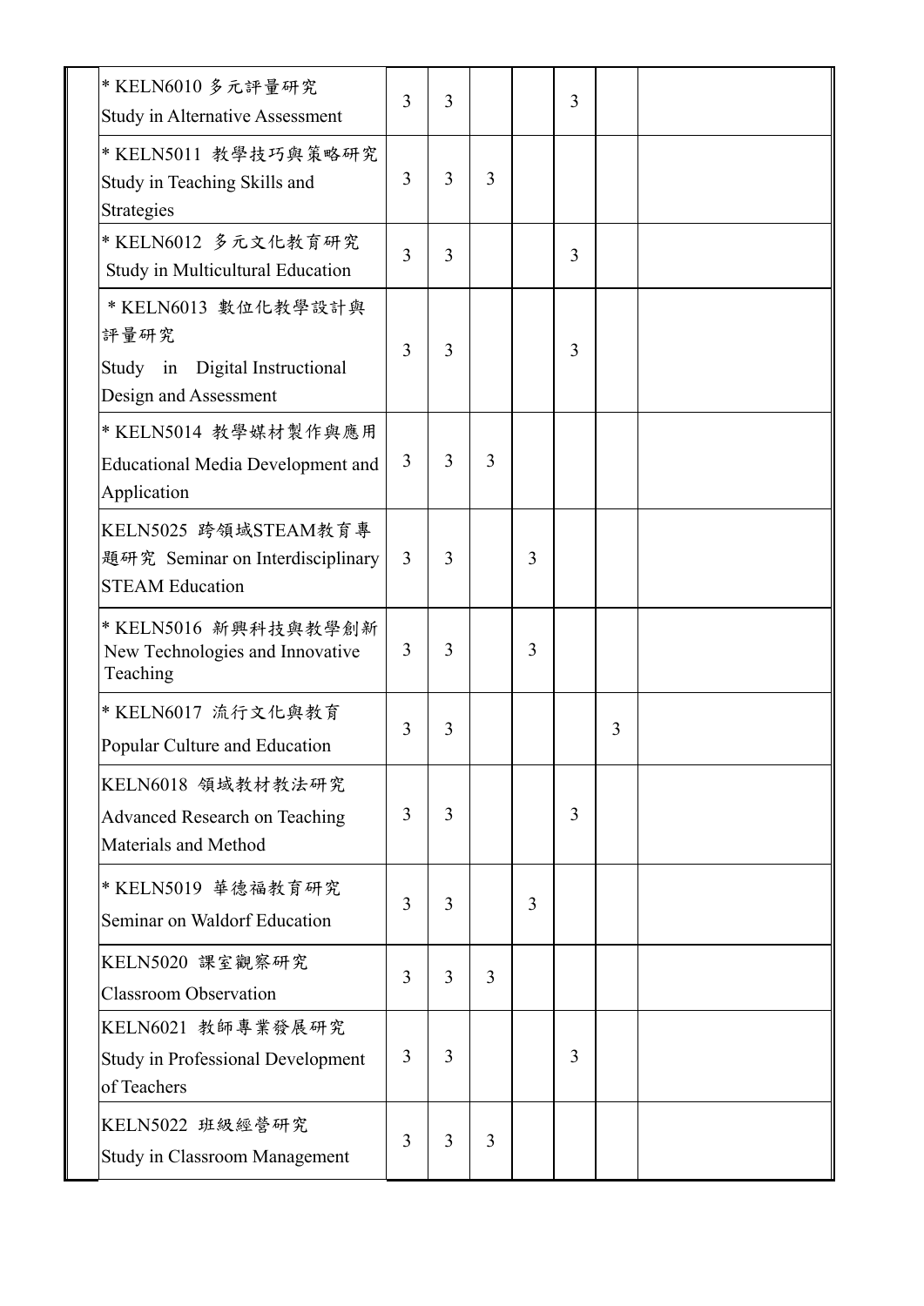| | | | | | | | | |
|---|---|---|---|---|---|---|---|---|
| | * KELN6010 多元評量研究<br>Study in Alternative Assessment | 3 | 3 | | | 3 | | |
| | * KELN5011 教學技巧與策略研究<br>Study in Teaching Skills and Strategies | 3 | 3 | 3 | | | | |
| | * KELN6012 多元文化教育研究<br>Study in Multicultural Education | 3 | 3 | | | 3 | | |
| | * KELN6013 數位化教學設計與評量研究<br>Study in Digital Instructional Design and Assessment | 3 | 3 | | | 3 | | |
| | * KELN5014 教學媒材製作與應用<br>Educational Media Development and Application | 3 | 3 | 3 | | | | |
| | KELN5025 跨領域STEAM教育專題研究 Seminar on Interdisciplinary STEAM Education | 3 | 3 | | 3 | | | |
| | * KELN5016 新興科技與教學創新<br>New Technologies and Innovative Teaching | 3 | 3 | | 3 | | | |
| | * KELN6017 流行文化與教育<br>Popular Culture and Education | 3 | 3 | | | | 3 | |
| | KELN6018 領域教材教法研究<br>Advanced Research on Teaching Materials and Method | 3 | 3 | | | 3 | | |
| | * KELN5019 華德福教育研究<br>Seminar on Waldorf Education | 3 | 3 | | 3 | | | |
| | KELN5020 課室觀察研究<br>Classroom Observation | 3 | 3 | 3 | | | | |
| | KELN6021 教師專業發展研究<br>Study in Professional Development of Teachers | 3 | 3 | | | 3 | | |
| | KELN5022 班級經營研究<br>Study in Classroom Management | 3 | 3 | 3 | | | | |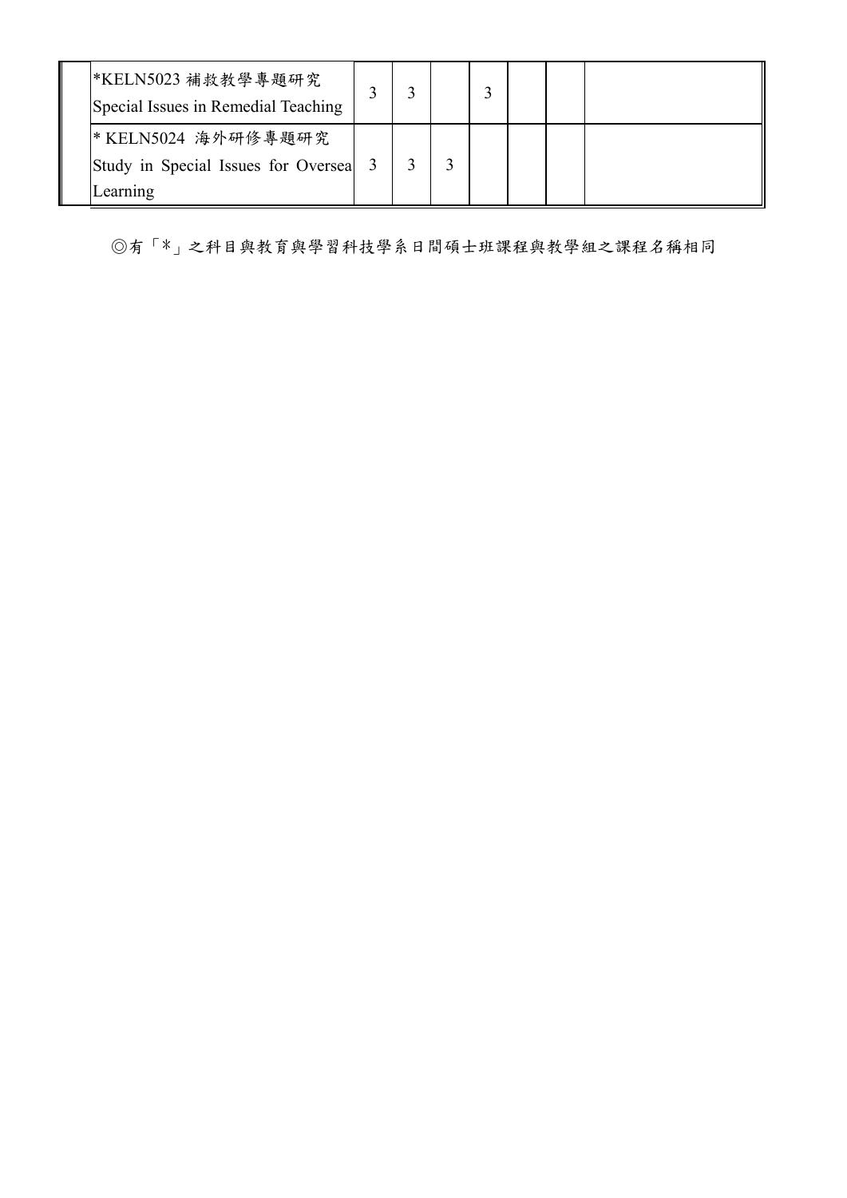| | | | | | | | | |
|---|---|---|---|---|---|---|---|---|
| | *KELN5023 補救教學專題研究<br>Special Issues in Remedial Teaching | 3 | 3 | | 3 | | | |
| | * KELN5024 海外研修專題研究<br>Study in Special Issues for Oversea Learning | 3 | 3 | 3 | | | | |

◎有「*」之科目與教育與學習科技學系日間碩士班課程與教學組之課程名稱相同